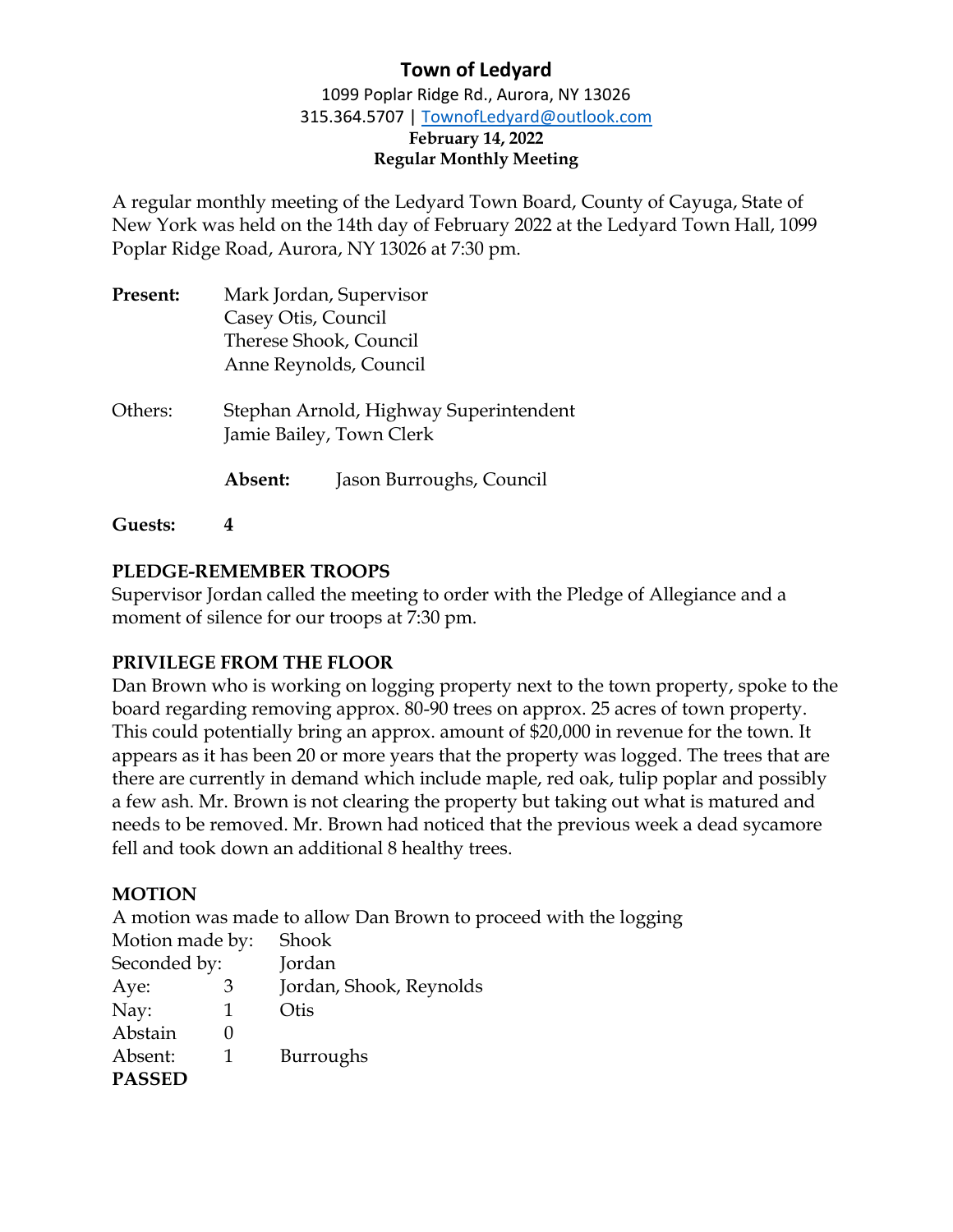# Town of Ledyard

1099 Poplar Ridge Rd., Aurora, NY 13026
315.364.5707 | TownofLedyard@outlook.com

**February 14, 2022**
**Regular Monthly Meeting**

A regular monthly meeting of the Ledyard Town Board, County of Cayuga, State of New York was held on the 14th day of February 2022 at the Ledyard Town Hall, 1099 Poplar Ridge Road, Aurora, NY 13026 at 7:30 pm.

**Present:** Mark Jordan, Supervisor
Casey Otis, Council
Therese Shook, Council
Anne Reynolds, Council

Others: Stephan Arnold, Highway Superintendent
Jamie Bailey, Town Clerk

**Absent:** Jason Burroughs, Council

**Guests: 4**

**PLEDGE-REMEMBER TROOPS**
Supervisor Jordan called the meeting to order with the Pledge of Allegiance and a moment of silence for our troops at 7:30 pm.

**PRIVILEGE FROM THE FLOOR**
Dan Brown who is working on logging property next to the town property, spoke to the board regarding removing approx. 80-90 trees on approx. 25 acres of town property. This could potentially bring an approx. amount of $20,000 in revenue for the town. It appears as it has been 20 or more years that the property was logged. The trees that are there are currently in demand which include maple, red oak, tulip poplar and possibly a few ash. Mr. Brown is not clearing the property but taking out what is matured and needs to be removed. Mr. Brown had noticed that the previous week a dead sycamore fell and took down an additional 8 healthy trees.

**MOTION**
A motion was made to allow Dan Brown to proceed with the logging

| | | |
|---|---|---|
| Motion made by: | | Shook |
| Seconded by: | | Jordan |
| Aye: | 3 | Jordan, Shook, Reynolds |
| Nay: | 1 | Otis |
| Abstain | 0 | |
| Absent: | 1 | Burroughs |

**PASSED**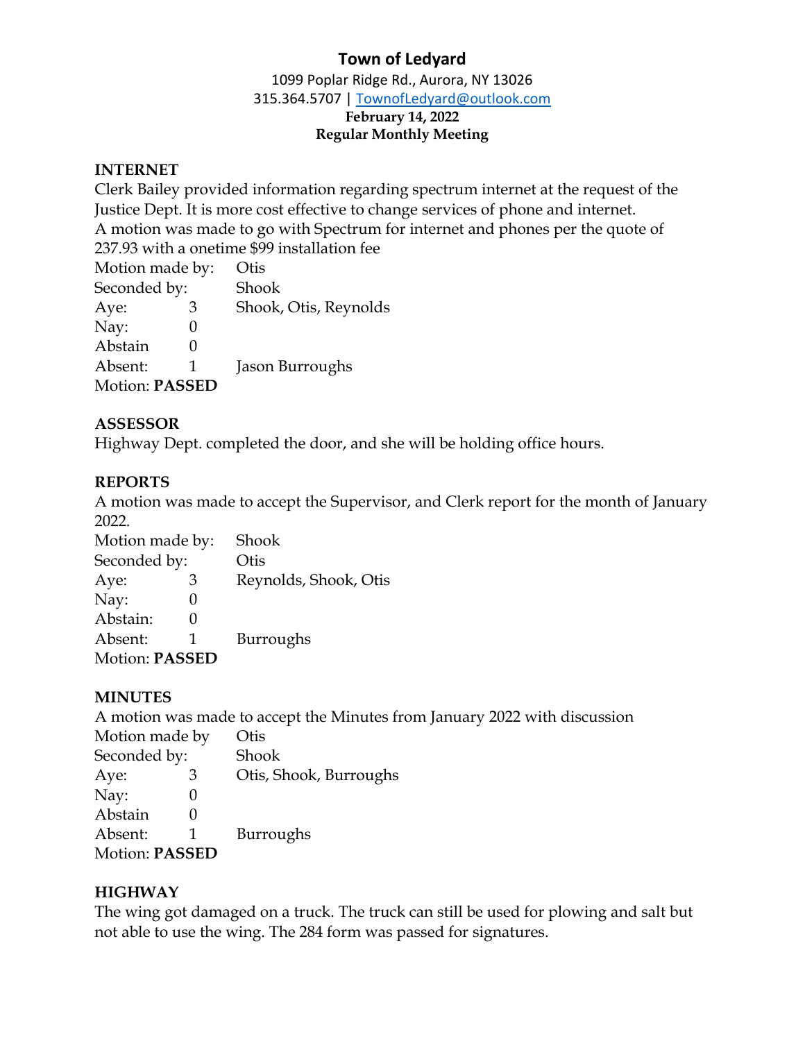# Town of Ledyard

1099 Poplar Ridge Rd., Aurora, NY 13026
315.364.5707 | TownofLedyard@outlook.com
**February 14, 2022**
**Regular Monthly Meeting**

## INTERNET

Clerk Bailey provided information regarding spectrum internet at the request of the Justice Dept. It is more cost effective to change services of phone and internet.
A motion was made to go with Spectrum for internet and phones per the quote of 237.93 with a onetime $99 installation fee

| | | |
|---|---|---|
| Motion made by: | | Otis |
| Seconded by: | | Shook |
| Aye: | 3 | Shook, Otis, Reynolds |
| Nay: | 0 | |
| Abstain | 0 | |
| Absent: | 1 | Jason Burroughs |

Motion: **PASSED**

## ASSESSOR

Highway Dept. completed the door, and she will be holding office hours.

## REPORTS

A motion was made to accept the Supervisor, and Clerk report for the month of January 2022.

| | | |
|---|---|---|
| Motion made by: | | Shook |
| Seconded by: | | Otis |
| Aye: | 3 | Reynolds, Shook, Otis |
| Nay: | 0 | |
| Abstain: | 0 | |
| Absent: | 1 | Burroughs |

Motion: **PASSED**

## MINUTES

A motion was made to accept the Minutes from January 2022 with discussion

| | | |
|---|---|---|
| Motion made by | | Otis |
| Seconded by: | | Shook |
| Aye: | 3 | Otis, Shook, Burroughs |
| Nay: | 0 | |
| Abstain | 0 | |
| Absent: | 1 | Burroughs |

Motion: **PASSED**

## HIGHWAY

The wing got damaged on a truck. The truck can still be used for plowing and salt but not able to use the wing. The 284 form was passed for signatures.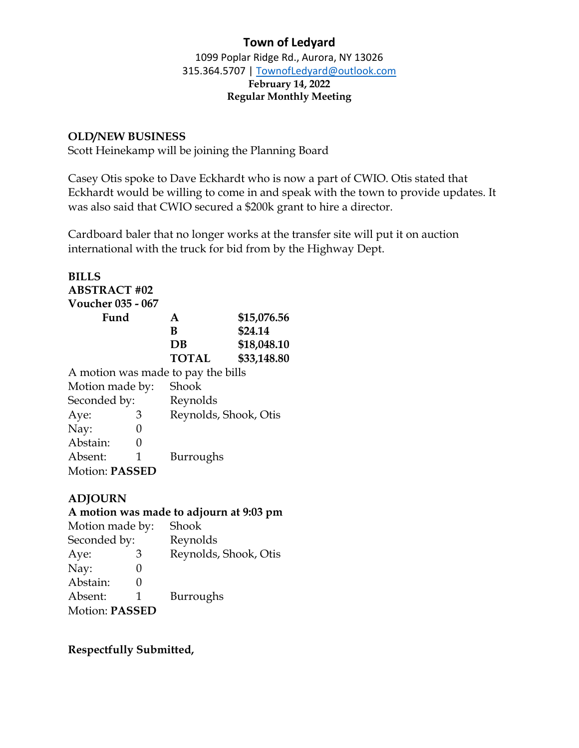# Town of Ledyard

1099 Poplar Ridge Rd., Aurora, NY 13026
315.364.5707 | TownofLedyard@outlook.com
**February 14, 2022**
**Regular Monthly Meeting**

**OLD/NEW BUSINESS**

Scott Heinekamp will be joining the Planning Board

Casey Otis spoke to Dave Eckhardt who is now a part of CWIO. Otis stated that Eckhardt would be willing to come in and speak with the town to provide updates. It was also said that CWIO secured a $200k grant to hire a director.

Cardboard baler that no longer works at the transfer site will put it on auction international with the truck for bid from by the Highway Dept.

**BILLS**
**ABSTRACT #02**
**Voucher 035 - 067**

| Fund | | |
|---|---|---|
| | **A** | **$15,076.56** |
| | **B** | **$24.14** |
| | **DB** | **$18,048.10** |
| | **TOTAL** | **$33,148.80** |

A motion was made to pay the bills

| | | |
|---|---|---|
| Motion made by: | | Shook |
| Seconded by: | | Reynolds |
| Aye: | 3 | Reynolds, Shook, Otis |
| Nay: | 0 | |
| Abstain: | 0 | |
| Absent: | 1 | Burroughs |

Motion: **PASSED**

**ADJOURN**

**A motion was made to adjourn at 9:03 pm**

| | | |
|---|---|---|
| Motion made by: | | Shook |
| Seconded by: | | Reynolds |
| Aye: | 3 | Reynolds, Shook, Otis |
| Nay: | 0 | |
| Abstain: | 0 | |
| Absent: | 1 | Burroughs |

Motion: **PASSED**

**Respectfully Submitted,**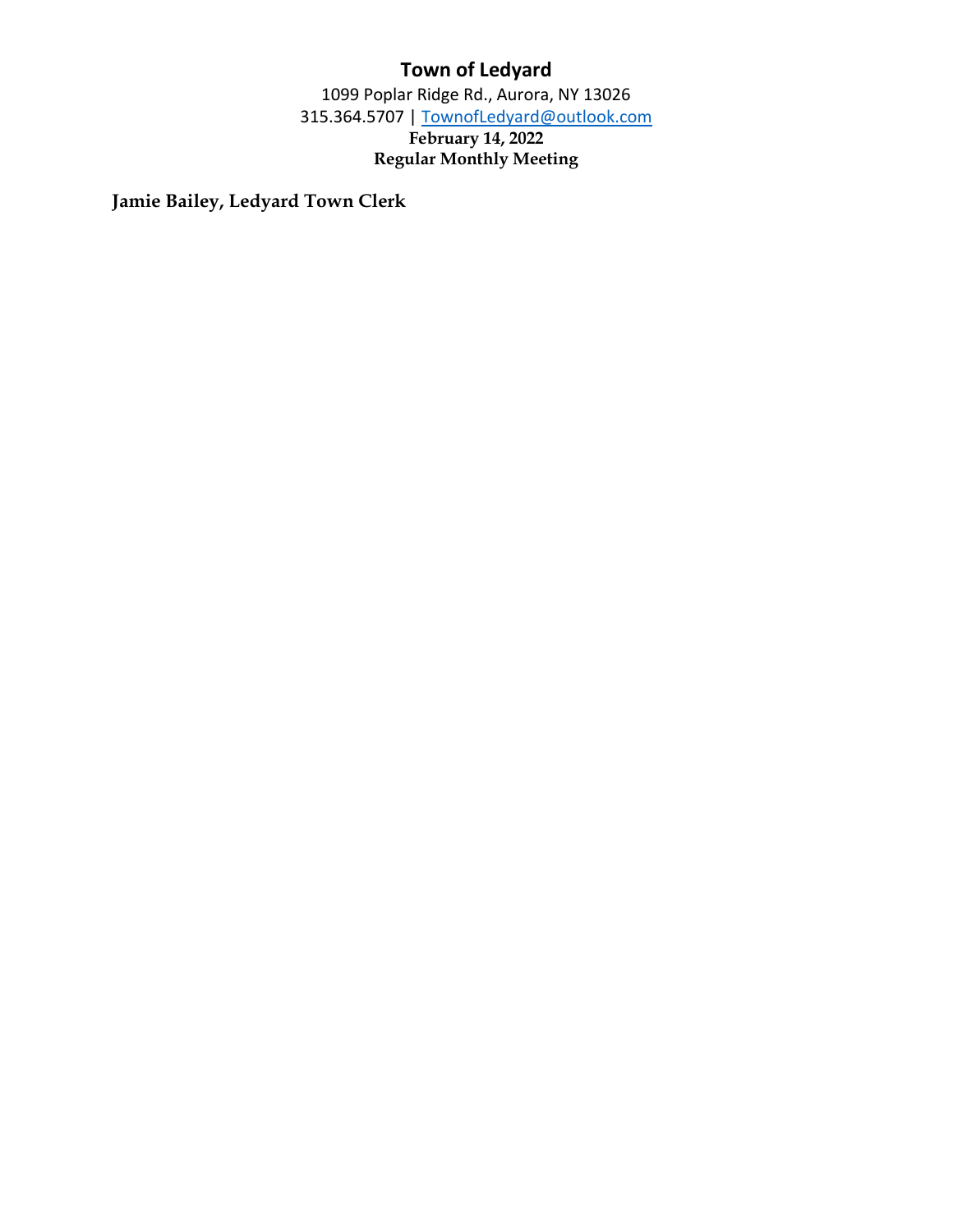# Town of Ledyard

1099 Poplar Ridge Rd., Aurora, NY 13026
315.364.5707 | TownofLedyard@outlook.com

**February 14, 2022**
**Regular Monthly Meeting**

**Jamie Bailey, Ledyard Town Clerk**